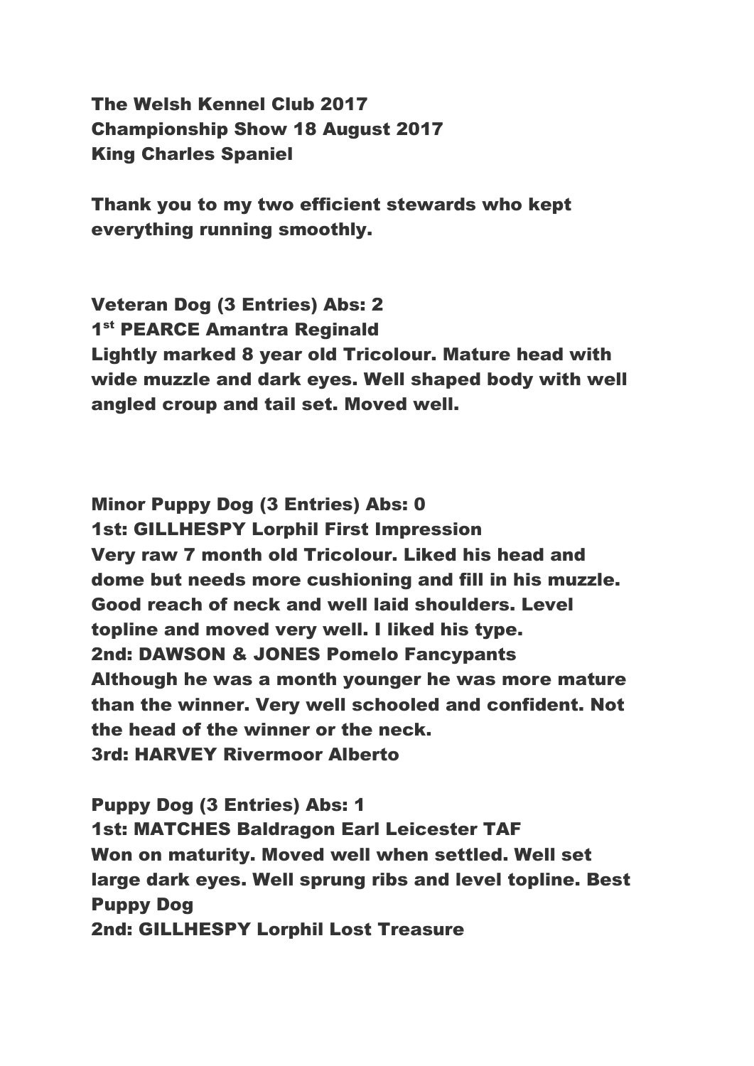**The Welsh Kennel Club 2017**
**Championship Show 18 August 2017**
**King Charles Spaniel**

**Thank you to my two efficient stewards who kept everything running smoothly.**

**Veteran Dog (3 Entries) Abs: 2**
**1st PEARCE Amantra Reginald**
**Lightly marked 8 year old Tricolour. Mature head with wide muzzle and dark eyes. Well shaped body with well angled croup and tail set. Moved well.**

**Minor Puppy Dog (3 Entries) Abs: 0**
**1st: GILLHESPY Lorphil First Impression**
**Very raw 7 month old Tricolour. Liked his head and dome but needs more cushioning and fill in his muzzle. Good reach of neck and well laid shoulders. Level topline and moved very well. I liked his type.**
**2nd: DAWSON & JONES Pomelo Fancypants**
**Although he was a month younger he was more mature than the winner. Very well schooled and confident. Not the head of the winner or the neck.**
**3rd: HARVEY Rivermoor Alberto**

**Puppy Dog (3 Entries) Abs: 1**
**1st: MATCHES Baldragon Earl Leicester TAF**
**Won on maturity. Moved well when settled. Well set large dark eyes. Well sprung ribs and level topline. Best Puppy Dog**
**2nd: GILLHESPY Lorphil Lost Treasure**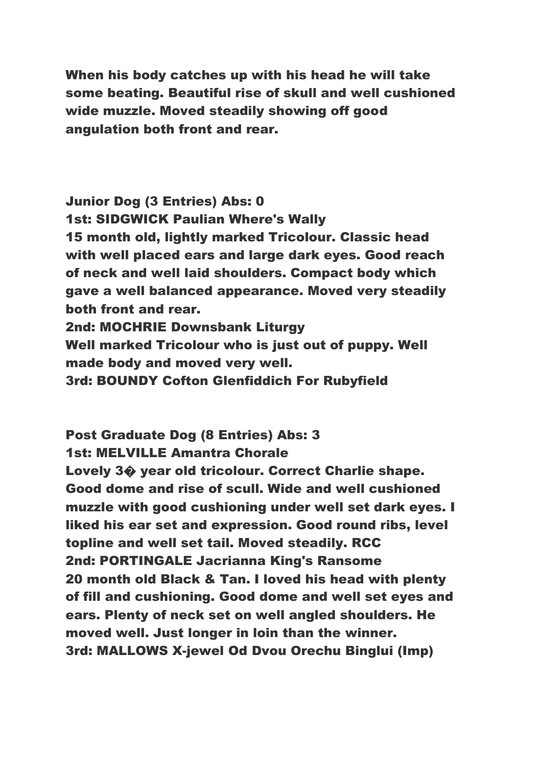When his body catches up with his head he will take some beating. Beautiful rise of skull and well cushioned wide muzzle. Moved steadily showing off good angulation both front and rear.

**Junior Dog (3 Entries) Abs: 0**

**1st: SIDGWICK Paulian Where's Wally**

15 month old, lightly marked Tricolour. Classic head with well placed ears and large dark eyes. Good reach of neck and well laid shoulders. Compact body which gave a well balanced appearance. Moved very steadily both front and rear.

**2nd: MOCHRIE Downsbank Liturgy**

Well marked Tricolour who is just out of puppy. Well made body and moved very well.

**3rd: BOUNDY Cofton Glenfiddich For Rubyfield**

**Post Graduate Dog (8 Entries) Abs: 3**

**1st: MELVILLE Amantra Chorale**

Lovely 3� year old tricolour. Correct Charlie shape. Good dome and rise of scull. Wide and well cushioned muzzle with good cushioning under well set dark eyes. I liked his ear set and expression. Good round ribs, level topline and well set tail. Moved steadily. RCC

**2nd: PORTINGALE Jacrianna King's Ransome**

20 month old Black & Tan. I loved his head with plenty of fill and cushioning. Good dome and well set eyes and ears. Plenty of neck set on well angled shoulders. He moved well. Just longer in loin than the winner.

**3rd: MALLOWS X-jewel Od Dvou Orechu Binglui (Imp)**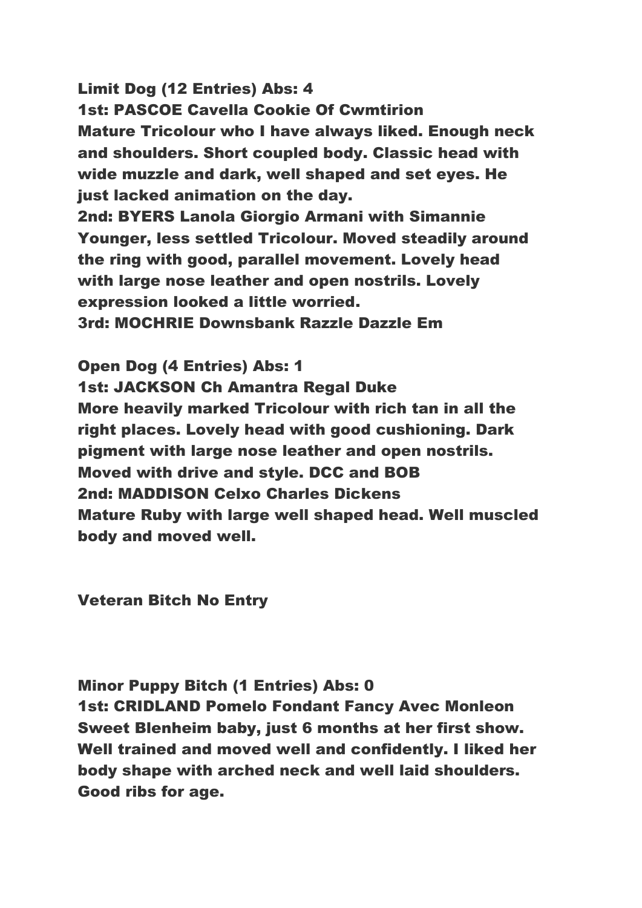**Limit Dog (12 Entries) Abs: 4**
**1st: PASCOE Cavella Cookie Of Cwmtirion**
**Mature Tricolour who I have always liked. Enough neck and shoulders. Short coupled body. Classic head with wide muzzle and dark, well shaped and set eyes. He just lacked animation on the day.**
**2nd: BYERS Lanola Giorgio Armani with Simannie**
**Younger, less settled Tricolour. Moved steadily around the ring with good, parallel movement. Lovely head with large nose leather and open nostrils. Lovely expression looked a little worried.**
**3rd: MOCHRIE Downsbank Razzle Dazzle Em**

**Open Dog (4 Entries) Abs: 1**
**1st: JACKSON Ch Amantra Regal Duke**
**More heavily marked Tricolour with rich tan in all the right places. Lovely head with good cushioning. Dark pigment with large nose leather and open nostrils. Moved with drive and style. DCC and BOB**
**2nd: MADDISON Celxo Charles Dickens**
**Mature Ruby with large well shaped head. Well muscled body and moved well.**

**Veteran Bitch No Entry**

**Minor Puppy Bitch (1 Entries) Abs: 0**
**1st: CRIDLAND Pomelo Fondant Fancy Avec Monleon**
**Sweet Blenheim baby, just 6 months at her first show. Well trained and moved well and confidently. I liked her body shape with arched neck and well laid shoulders. Good ribs for age.**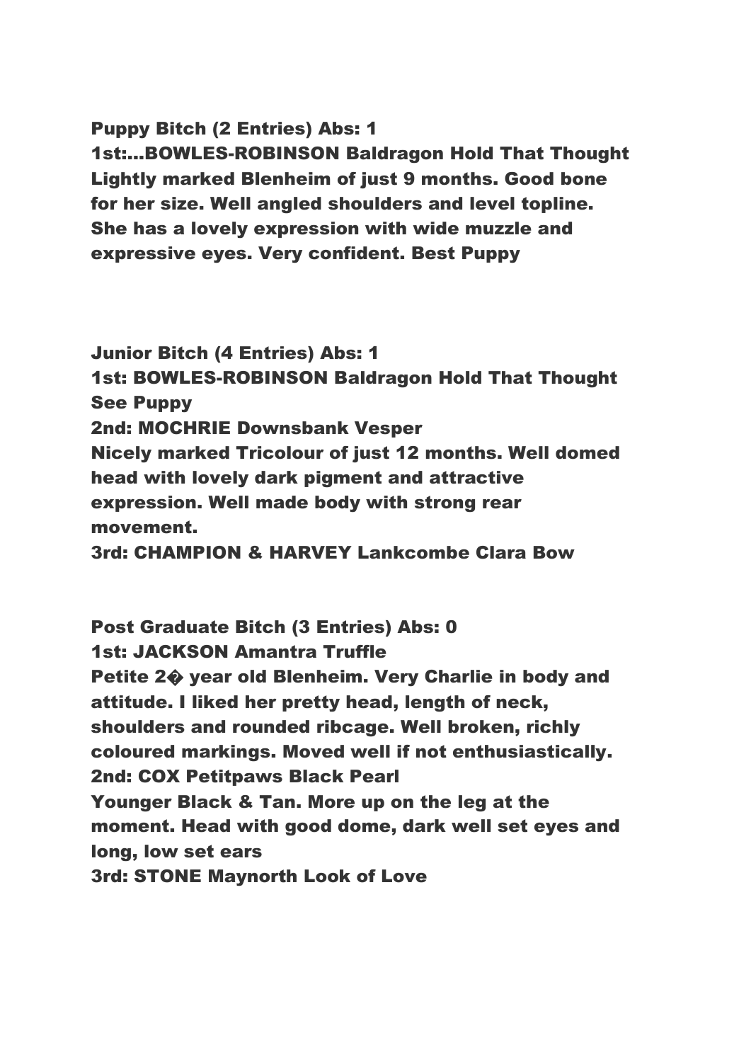**Puppy Bitch (2 Entries) Abs: 1**
**1st:...BOWLES-ROBINSON Baldragon Hold That Thought**
**Lightly marked Blenheim of just 9 months. Good bone for her size. Well angled shoulders and level topline. She has a lovely expression with wide muzzle and expressive eyes. Very confident. Best Puppy**

**Junior Bitch (4 Entries) Abs: 1**
**1st: BOWLES-ROBINSON Baldragon Hold That Thought**
**See Puppy**
**2nd: MOCHRIE Downsbank Vesper**
**Nicely marked Tricolour of just 12 months. Well domed head with lovely dark pigment and attractive expression. Well made body with strong rear movement.**
**3rd: CHAMPION & HARVEY Lankcombe Clara Bow**

**Post Graduate Bitch (3 Entries) Abs: 0**
**1st: JACKSON Amantra Truffle**
**Petite 2� year old Blenheim. Very Charlie in body and attitude. I liked her pretty head, length of neck, shoulders and rounded ribcage. Well broken, richly coloured markings. Moved well if not enthusiastically.**
**2nd: COX Petitpaws Black Pearl**
**Younger Black & Tan. More up on the leg at the moment. Head with good dome, dark well set eyes and long, low set ears**
**3rd: STONE Maynorth Look of Love**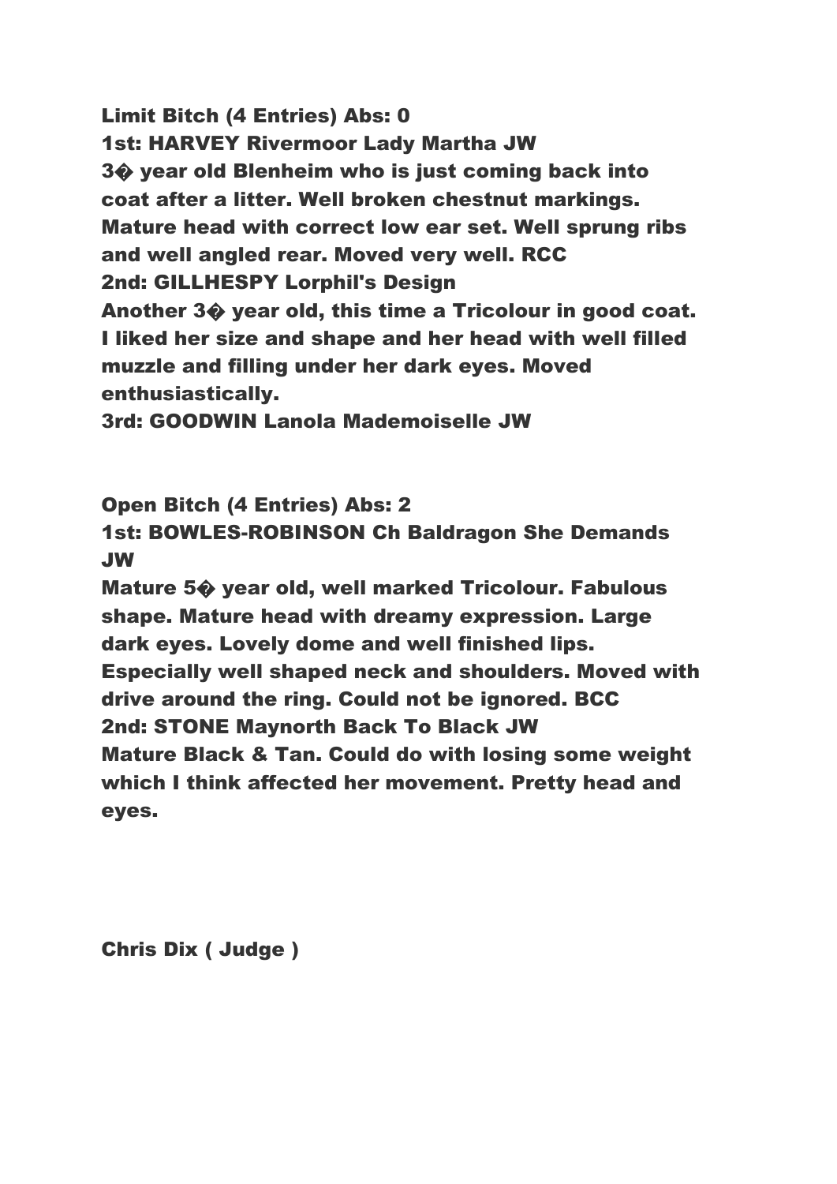**Limit Bitch (4 Entries) Abs: 0**

**1st: HARVEY Rivermoor Lady Martha JW**

**3� year old Blenheim who is just coming back into coat after a litter. Well broken chestnut markings. Mature head with correct low ear set. Well sprung ribs and well angled rear. Moved very well. RCC**

**2nd: GILLHESPY Lorphil's Design**

**Another 3� year old, this time a Tricolour in good coat. I liked her size and shape and her head with well filled muzzle and filling under her dark eyes. Moved enthusiastically.**

**3rd: GOODWIN Lanola Mademoiselle JW**

**Open Bitch (4 Entries) Abs: 2**

**1st: BOWLES-ROBINSON Ch Baldragon She Demands JW**

**Mature 5� year old, well marked Tricolour. Fabulous shape. Mature head with dreamy expression. Large dark eyes. Lovely dome and well finished lips. Especially well shaped neck and shoulders. Moved with drive around the ring. Could not be ignored. BCC**

**2nd: STONE Maynorth Back To Black JW**

**Mature Black & Tan. Could do with losing some weight which I think affected her movement. Pretty head and eyes.**

**Chris Dix ( Judge )**